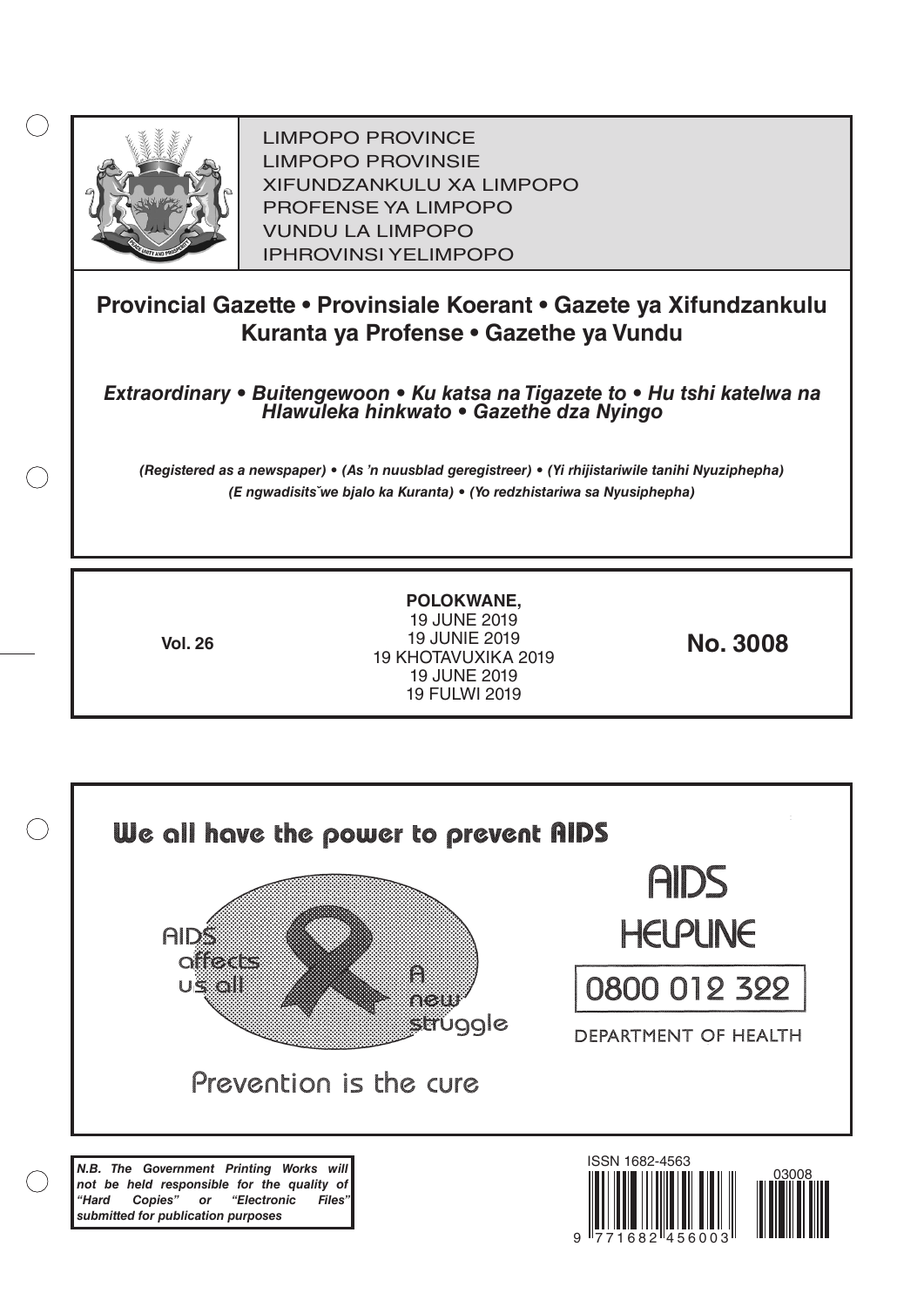LIMPOPO PROVINCE
LIMPOPO PROVINSIE
XIFUNDZANKULU XA LIMPOPO
PROFENSE YA LIMPOPO
VUNDU LA LIMPOPO
IPHROVINSI YELIMPOPO

# Provincial Gazette • Provinsiale Koerant • Gazete ya Xifundzankulu Kuranta ya Profense • Gazethe ya Vundu

***Extraordinary • Buitengewoon • Ku katsa na Tigazete to • Hu tshi katelwa na Hlawuleka hinkwato • Gazethe dza Nyingo***

***(Registered as a newspaper) • (As 'n nuusblad geregistreer) • (Yi rhijistariwile tanihi Nyuziphepha) (E ngwadisitšwe bjalo ka Kuranta) • (Yo redzhistariwa sa Nyusiphepha)***

**Vol. 26**

**POLOKWANE,**
19 JUNE 2019
19 JUNIE 2019
19 KHOTAVUXIKA 2019
19 JUNE 2019
19 FULWI 2019

**No. 3008**

We all have the power to prevent AIDS

AIDS affects us all

A new struggle

Prevention is the cure

AIDS HELPLINE

0800 012 322

DEPARTMENT OF HEALTH

***N.B. The Government Printing Works will not be held responsible for the quality of "Hard Copies" or "Electronic Files" submitted for publication purposes***

ISSN 1682-4563

03008

9 771682 456003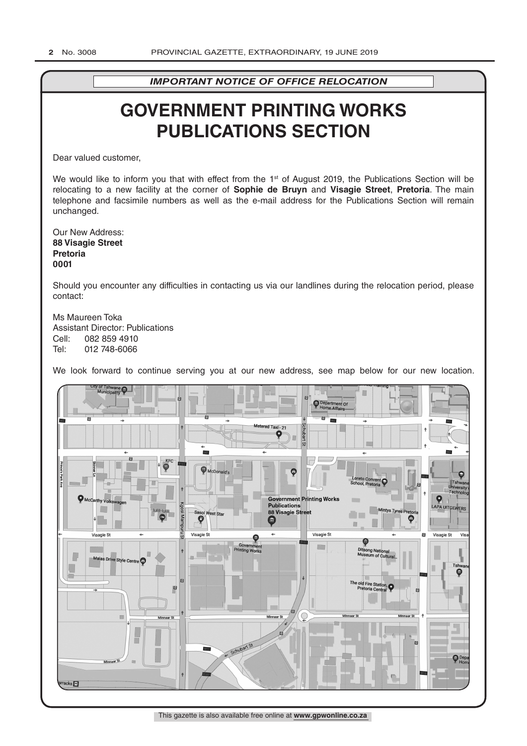*IMPORTANT NOTICE OF OFFICE RELOCATION*

# GOVERNMENT PRINTING WORKS PUBLICATIONS SECTION

Dear valued customer,

We would like to inform you that with effect from the 1st of August 2019, the Publications Section will be relocating to a new facility at the corner of **Sophie de Bruyn** and **Visagie Street**, **Pretoria**. The main telephone and facsimile numbers as well as the e-mail address for the Publications Section will remain unchanged.

Our New Address:
**88 Visagie Street**
**Pretoria**
**0001**

Should you encounter any difficulties in contacting us via our landlines during the relocation period, please contact:

Ms Maureen Toka
Assistant Director: Publications
Cell: 082 859 4910
Tel: 012 748-6066

We look forward to continue serving you at our new address, see map below for our new location.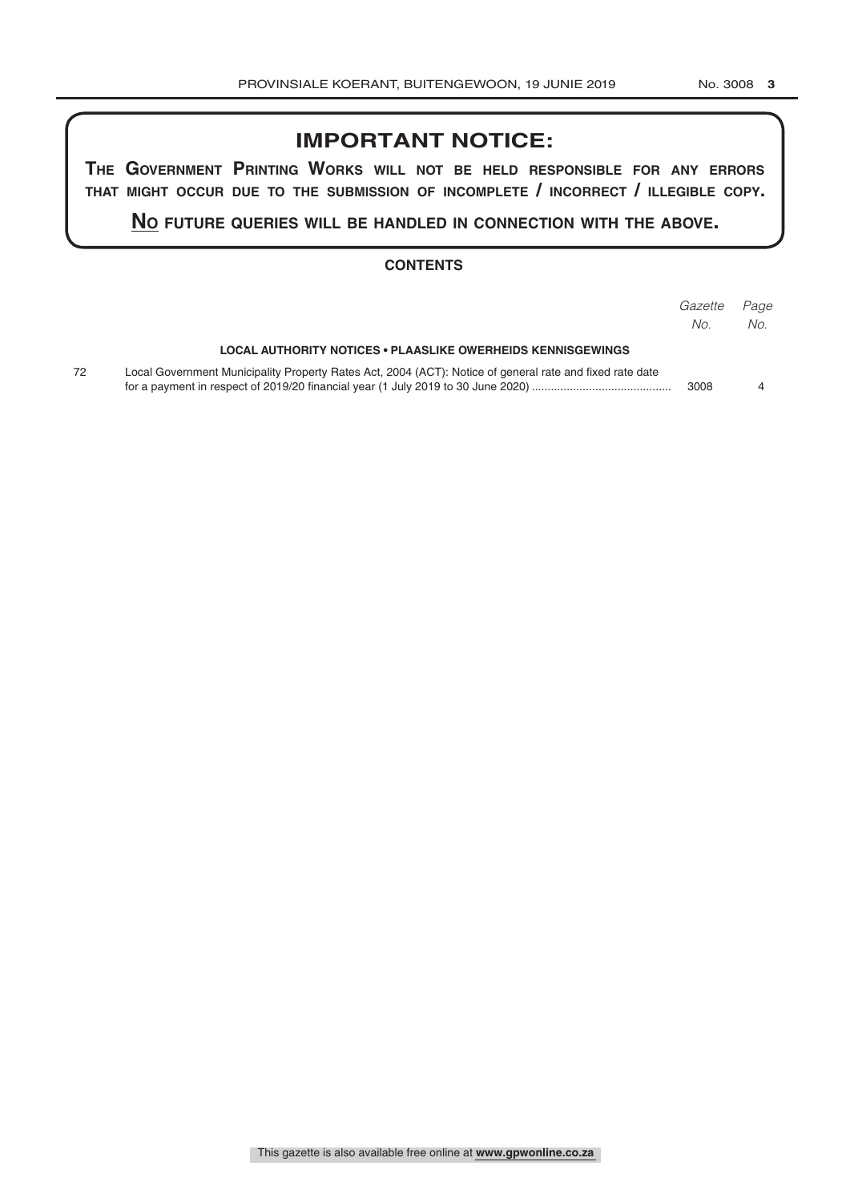# IMPORTANT NOTICE:

**THE GOVERNMENT PRINTING WORKS WILL NOT BE HELD RESPONSIBLE FOR ANY ERRORS THAT MIGHT OCCUR DUE TO THE SUBMISSION OF INCOMPLETE / INCORRECT / ILLEGIBLE COPY.**

**NO FUTURE QUERIES WILL BE HANDLED IN CONNECTION WITH THE ABOVE.**

## CONTENTS

| | | *Gazette No.* | *Page No.* |
|---|---|---|---|
| | **LOCAL AUTHORITY NOTICES • PLAASLIKE OWERHEIDS KENNISGEWINGS** | | |
| 72 | Local Government Municipality Property Rates Act, 2004 (ACT): Notice of general rate and fixed rate date for a payment in respect of 2019/20 financial year (1 July 2019 to 30 June 2020) | 3008 | 4 |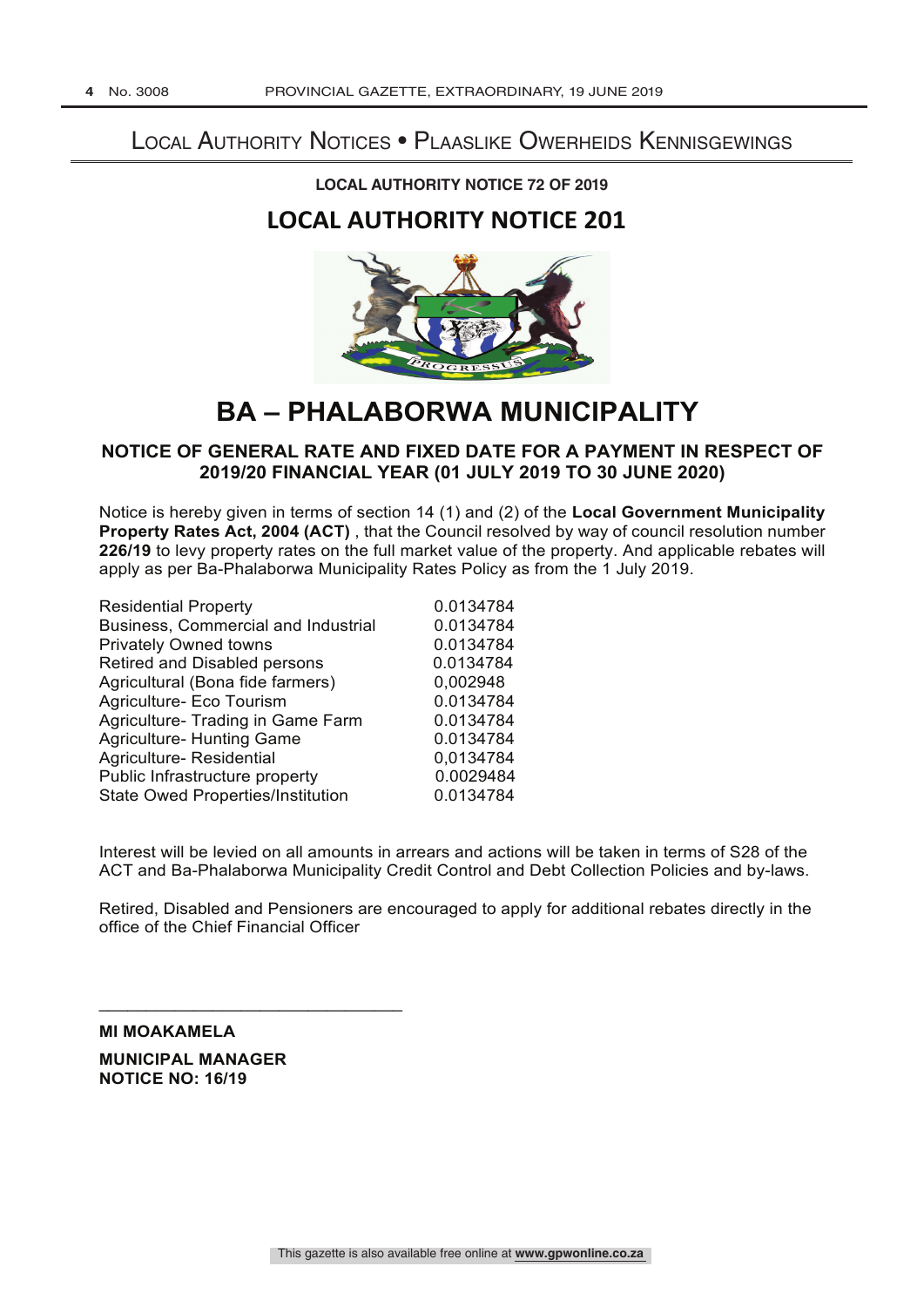# Local Authority Notices • Plaaslike Owerheids Kennisgewings

**LOCAL AUTHORITY NOTICE 72 OF 2019**

## LOCAL AUTHORITY NOTICE 201

# BA – PHALABORWA MUNICIPALITY

### NOTICE OF GENERAL RATE AND FIXED DATE FOR A PAYMENT IN RESPECT OF 2019/20 FINANCIAL YEAR (01 JULY 2019 TO 30 JUNE 2020)

Notice is hereby given in terms of section 14 (1) and (2) of the **Local Government Municipality Property Rates Act, 2004 (ACT)** , that the Council resolved by way of council resolution number **226/19** to levy property rates on the full market value of the property. And applicable rebates will apply as per Ba-Phalaborwa Municipality Rates Policy as from the 1 July 2019.

| | |
|---|---|
| Residential Property | 0.0134784 |
| Business, Commercial and Industrial | 0.0134784 |
| Privately Owned towns | 0.0134784 |
| Retired and Disabled persons | 0.0134784 |
| Agricultural (Bona fide farmers) | 0,002948 |
| Agriculture- Eco Tourism | 0.0134784 |
| Agriculture- Trading in Game Farm | 0.0134784 |
| Agriculture- Hunting Game | 0.0134784 |
| Agriculture- Residential | 0,0134784 |
| Public Infrastructure property | 0.0029484 |
| State Owed Properties/Institution | 0.0134784 |

Interest will be levied on all amounts in arrears and actions will be taken in terms of S28 of the ACT and Ba-Phalaborwa Municipality Credit Control and Debt Collection Policies and by-laws.

Retired, Disabled and Pensioners are encouraged to apply for additional rebates directly in the office of the Chief Financial Officer

\_\_\_\_\_\_\_\_\_\_\_\_\_\_\_\_\_\_\_\_\_\_\_\_\_\_\_\_\_\_\_\_

**MI MOAKAMELA**

**MUNICIPAL MANAGER**
**NOTICE NO: 16/19**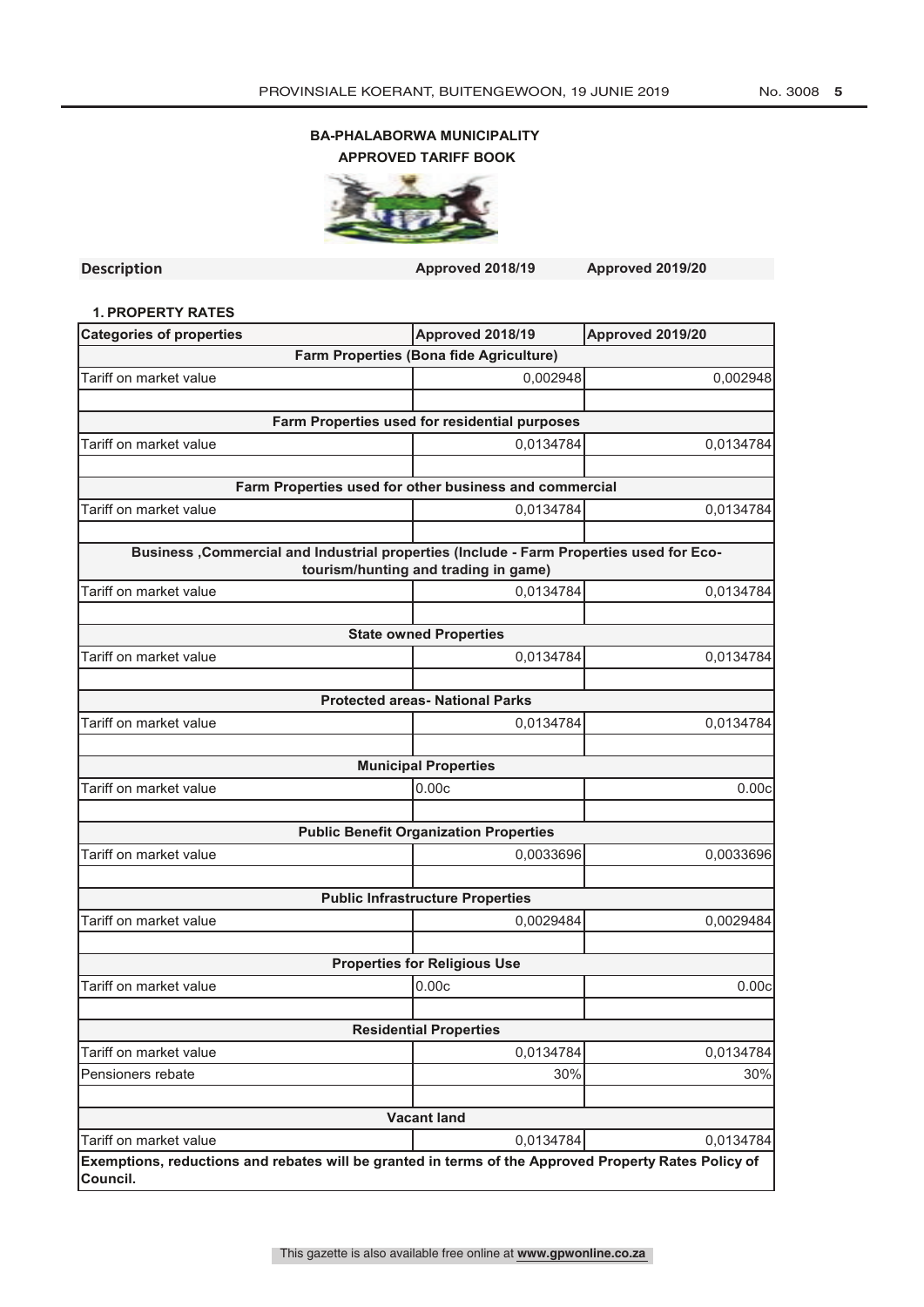**BA-PHALABORWA MUNICIPALITY**

**APPROVED TARIFF BOOK**

| Description | Approved 2018/19 | Approved 2019/20 |
|---|---|---|

**1. PROPERTY RATES**

| Categories of properties | Approved 2018/19 | Approved 2019/20 |
|---|---|---|
| **Farm Properties (Bona fide Agriculture)** | | |
| Tariff on market value | 0,002948 | 0,002948 |
| | | |
| **Farm Properties used for residential purposes** | | |
| Tariff on market value | 0,0134784 | 0,0134784 |
| | | |
| **Farm Properties used for other business and commercial** | | |
| Tariff on market value | 0,0134784 | 0,0134784 |
| | | |
| **Business ,Commercial and Industrial properties (Include - Farm Properties used for Eco-tourism/hunting and trading in game)** | | |
| Tariff on market value | 0,0134784 | 0,0134784 |
| | | |
| **State owned Properties** | | |
| Tariff on market value | 0,0134784 | 0,0134784 |
| | | |
| **Protected areas- National Parks** | | |
| Tariff on market value | 0,0134784 | 0,0134784 |
| | | |
| **Municipal Properties** | | |
| Tariff on market value | 0.00c | 0.00c |
| | | |
| **Public Benefit Organization Properties** | | |
| Tariff on market value | 0,0033696 | 0,0033696 |
| | | |
| **Public Infrastructure Properties** | | |
| Tariff on market value | 0,0029484 | 0,0029484 |
| | | |
| **Properties for Religious Use** | | |
| Tariff on market value | 0.00c | 0.00c |
| | | |
| **Residential Properties** | | |
| Tariff on market value | 0,0134784 | 0,0134784 |
| Pensioners rebate | 30% | 30% |
| | | |
| **Vacant land** | | |
| Tariff on market value | 0,0134784 | 0,0134784 |
| **Exemptions, reductions and rebates will be granted in terms of the Approved Property Rates Policy of Council.** | | |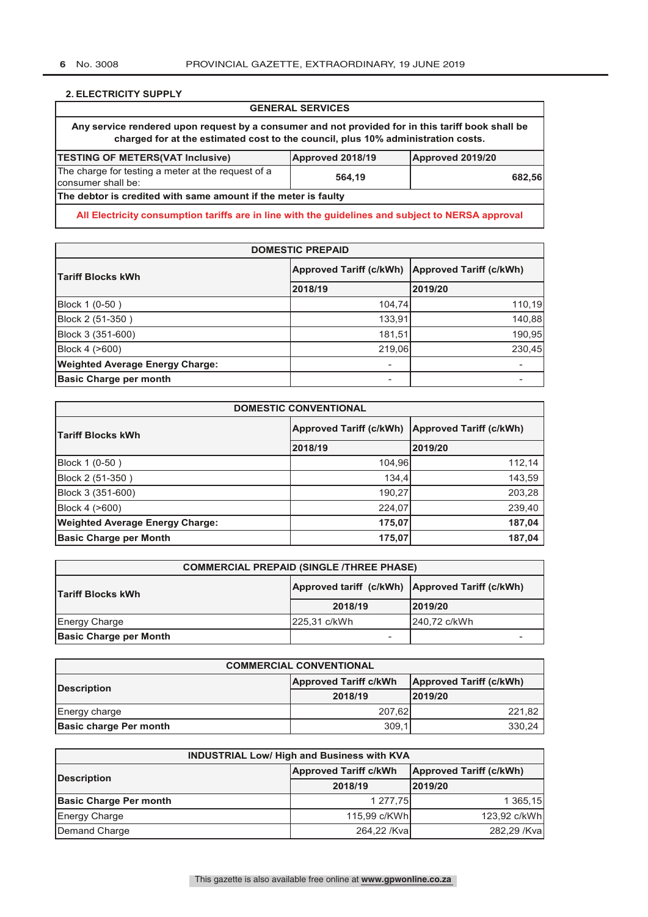## 2. ELECTRICITY SUPPLY

| GENERAL SERVICES | | |
|---|---|---|
| Any service rendered upon request by a consumer and not provided for in this tariff book shall be charged for at the estimated cost to the council, plus 10% administration costs. | | |
| **TESTING OF METERS(VAT Inclusive)** | **Approved 2018/19** | **Approved 2019/20** |
| The charge for testing a meter at the request of a consumer shall be: | 564,19 | 682,56 |
| **The debtor is credited with same amount if the meter is faulty** | | |
| **All Electricity consumption tariffs are in line with the guidelines and subject to NERSA approval** | | |

| DOMESTIC PREPAID | | |
|---|---|---|
| **Tariff Blocks kWh** | **Approved Tariff (c/kWh)** | **Approved Tariff (c/kWh)** |
| | **2018/19** | **2019/20** |
| Block 1 (0-50 ) | 104,74 | 110,19 |
| Block 2 (51-350 ) | 133,91 | 140,88 |
| Block 3 (351-600) | 181,51 | 190,95 |
| Block 4 (>600) | 219,06 | 230,45 |
| **Weighted Average Energy Charge:** | - | - |
| **Basic Charge per month** | - | - |

| DOMESTIC CONVENTIONAL | | |
|---|---|---|
| **Tariff Blocks kWh** | **Approved Tariff (c/kWh)** | **Approved Tariff (c/kWh)** |
| | **2018/19** | **2019/20** |
| Block 1 (0-50 ) | 104,96 | 112,14 |
| Block 2 (51-350 ) | 134,4 | 143,59 |
| Block 3 (351-600) | 190,27 | 203,28 |
| Block 4 (>600) | 224,07 | 239,40 |
| **Weighted Average Energy Charge:** | **175,07** | **187,04** |
| **Basic Charge per Month** | **175,07** | **187,04** |

| COMMERCIAL PREPAID (SINGLE /THREE PHASE) | | |
|---|---|---|
| **Tariff Blocks kWh** | **Approved tariff (c/kWh)** | **Approved Tariff (c/kWh)** |
| | **2018/19** | **2019/20** |
| Energy Charge | 225,31 c/kWh | 240,72 c/kWh |
| **Basic Charge per Month** | - | - |

| COMMERCIAL CONVENTIONAL | | |
|---|---|---|
| **Description** | **Approved Tariff c/kWh** | **Approved Tariff (c/kWh)** |
| | **2018/19** | **2019/20** |
| Energy charge | 207,62 | 221,82 |
| **Basic charge Per month** | 309,1 | 330,24 |

| INDUSTRIAL Low/ High and Business with KVA | | |
|---|---|---|
| **Description** | **Approved Tariff c/kWh** | **Approved Tariff (c/kWh)** |
| | **2018/19** | **2019/20** |
| **Basic Charge Per month** | 1 277,75 | 1 365,15 |
| Energy Charge | 115,99 c/KWh | 123,92 c/kWh |
| Demand Charge | 264,22 /Kva | 282,29 /Kva |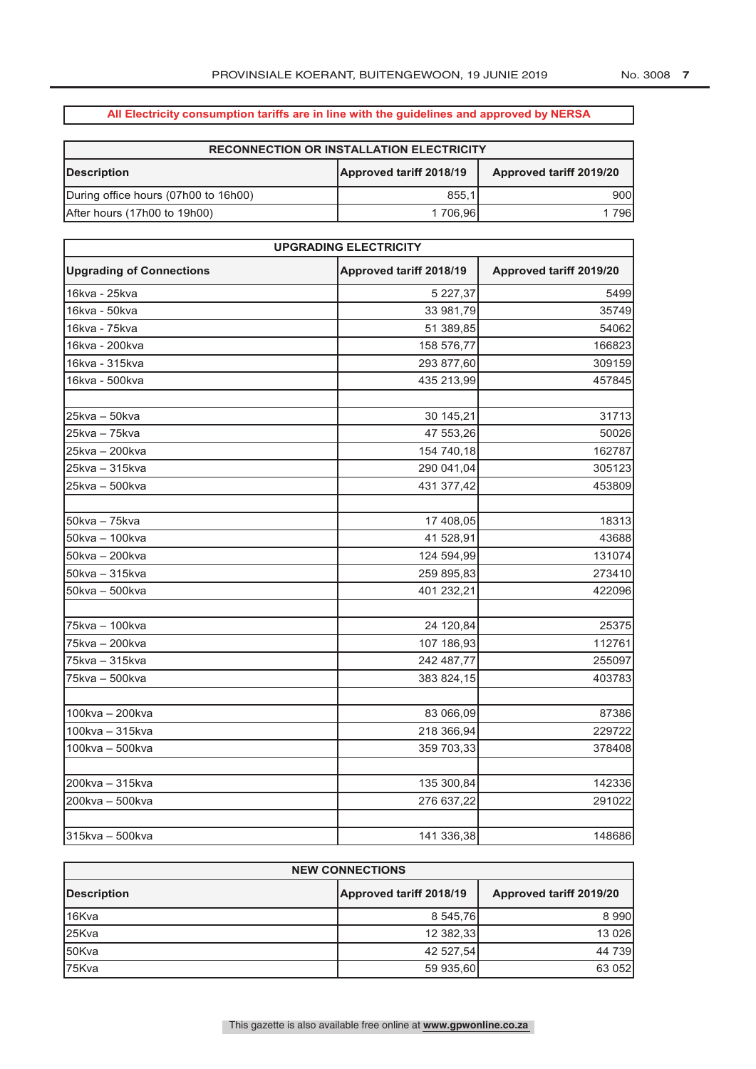**All Electricity consumption tariffs are in line with the guidelines and approved by NERSA**

| RECONNECTION OR INSTALLATION ELECTRICITY | | |
|---|---|---|
| **Description** | **Approved tariff 2018/19** | **Approved tariff 2019/20** |
| During office hours (07h00 to 16h00) | 855,1 | 900 |
| After hours (17h00 to 19h00) | 1 706,96 | 1 796 |

| UPGRADING ELECTRICITY | | |
|---|---|---|
| **Upgrading of Connections** | **Approved tariff 2018/19** | **Approved tariff 2019/20** |
| 16kva - 25kva | 5 227,37 | 5499 |
| 16kva - 50kva | 33 981,79 | 35749 |
| 16kva - 75kva | 51 389,85 | 54062 |
| 16kva - 200kva | 158 576,77 | 166823 |
| 16kva - 315kva | 293 877,60 | 309159 |
| 16kva - 500kva | 435 213,99 | 457845 |
| | | |
| 25kva – 50kva | 30 145,21 | 31713 |
| 25kva – 75kva | 47 553,26 | 50026 |
| 25kva – 200kva | 154 740,18 | 162787 |
| 25kva – 315kva | 290 041,04 | 305123 |
| 25kva – 500kva | 431 377,42 | 453809 |
| | | |
| 50kva – 75kva | 17 408,05 | 18313 |
| 50kva – 100kva | 41 528,91 | 43688 |
| 50kva – 200kva | 124 594,99 | 131074 |
| 50kva – 315kva | 259 895,83 | 273410 |
| 50kva – 500kva | 401 232,21 | 422096 |
| | | |
| 75kva – 100kva | 24 120,84 | 25375 |
| 75kva – 200kva | 107 186,93 | 112761 |
| 75kva – 315kva | 242 487,77 | 255097 |
| 75kva – 500kva | 383 824,15 | 403783 |
| | | |
| 100kva – 200kva | 83 066,09 | 87386 |
| 100kva – 315kva | 218 366,94 | 229722 |
| 100kva – 500kva | 359 703,33 | 378408 |
| | | |
| 200kva – 315kva | 135 300,84 | 142336 |
| 200kva – 500kva | 276 637,22 | 291022 |
| | | |
| 315kva – 500kva | 141 336,38 | 148686 |

| NEW CONNECTIONS | | |
|---|---|---|
| **Description** | **Approved tariff 2018/19** | **Approved tariff 2019/20** |
| 16Kva | 8 545,76 | 8 990 |
| 25Kva | 12 382,33 | 13 026 |
| 50Kva | 42 527,54 | 44 739 |
| 75Kva | 59 935,60 | 63 052 |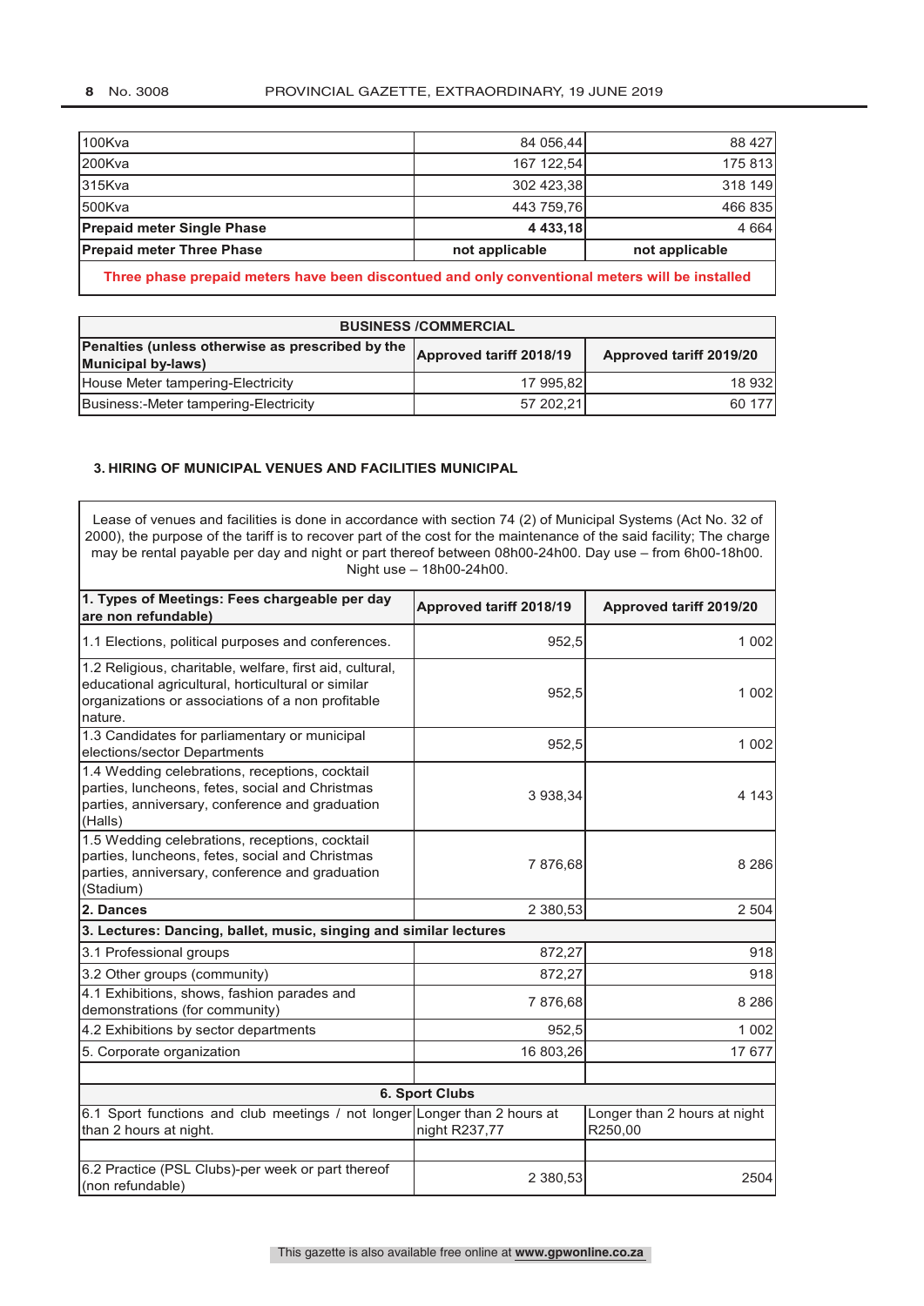| | | |
|---|---|---|
| 100Kva | 84 056,44 | 88 427 |
| 200Kva | 167 122,54 | 175 813 |
| 315Kva | 302 423,38 | 318 149 |
| 500Kva | 443 759,76 | 466 835 |
| **Prepaid meter Single Phase** | **4 433,18** | 4 664 |
| **Prepaid meter Three Phase** | **not applicable** | **not applicable** |
| **Three phase prepaid meters have been discontued and only conventional meters will be installed** | | |

| **BUSINESS /COMMERCIAL** | | |
|---|---|---|
| **Penalties (unless otherwise as prescribed by the Municipal by-laws)** | **Approved tariff 2018/19** | **Approved tariff 2019/20** |
| House Meter tampering-Electricity | 17 995,82 | 18 932 |
| Business:-Meter tampering-Electricity | 57 202,21 | 60 177 |

### 3. HIRING OF MUNICIPAL VENUES AND FACILITIES MUNICIPAL

| Lease of venues and facilities is done in accordance with section 74 (2) of Municipal Systems (Act No. 32 of 2000), the purpose of the tariff is to recover part of the cost for the maintenance of the said facility; The charge may be rental payable per day and night or part thereof between 08h00-24h00. Day use – from 6h00-18h00. Night use – 18h00-24h00. | | |
|---|---|---|
| **1. Types of Meetings: Fees chargeable per day are non refundable)** | **Approved tariff 2018/19** | **Approved tariff 2019/20** |
| 1.1 Elections, political purposes and conferences. | 952,5 | 1 002 |
| 1.2 Religious, charitable, welfare, first aid, cultural, educational agricultural, horticultural or similar organizations or associations of a non profitable nature. | 952,5 | 1 002 |
| 1.3 Candidates for parliamentary or municipal elections/sector Departments | 952,5 | 1 002 |
| 1.4 Wedding celebrations, receptions, cocktail parties, luncheons, fetes, social and Christmas parties, anniversary, conference and graduation (Halls) | 3 938,34 | 4 143 |
| 1.5 Wedding celebrations, receptions, cocktail parties, luncheons, fetes, social and Christmas parties, anniversary, conference and graduation (Stadium) | 7 876,68 | 8 286 |
| **2. Dances** | 2 380,53 | 2 504 |
| **3. Lectures: Dancing, ballet, music, singing and similar lectures** | | |
| 3.1 Professional groups | 872,27 | 918 |
| 3.2 Other groups (community) | 872,27 | 918 |
| 4.1 Exhibitions, shows, fashion parades and demonstrations (for community) | 7 876,68 | 8 286 |
| 4.2 Exhibitions by sector departments | 952,5 | 1 002 |
| 5. Corporate organization | 16 803,26 | 17 677 |
| | | |
| **6. Sport Clubs** | | |
| 6.1 Sport functions and club meetings / not longer than 2 hours at night. | Longer than 2 hours at night R237,77 | Longer than 2 hours at night R250,00 |
| | | |
| 6.2 Practice (PSL Clubs)-per week or part thereof (non refundable) | 2 380,53 | 2504 |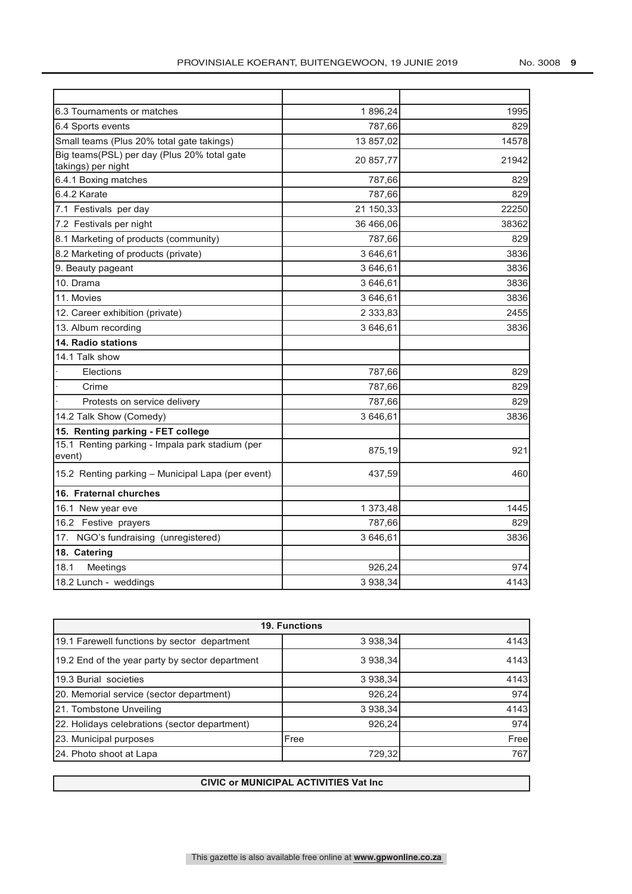| | | |
|---|---|---|
| 6.3 Tournaments or matches | 1 896,24 | 1995 |
| 6.4 Sports events | 787,66 | 829 |
| Small teams (Plus 20% total gate takings) | 13 857,02 | 14578 |
| Big teams(PSL) per day (Plus 20% total gate takings) per night | 20 857,77 | 21942 |
| 6.4.1 Boxing matches | 787,66 | 829 |
| 6.4.2 Karate | 787,66 | 829 |
| 7.1 Festivals per day | 21 150,33 | 22250 |
| 7.2 Festivals per night | 36 466,06 | 38362 |
| 8.1 Marketing of products (community) | 787,66 | 829 |
| 8.2 Marketing of products (private) | 3 646,61 | 3836 |
| 9. Beauty pageant | 3 646,61 | 3836 |
| 10. Drama | 3 646,61 | 3836 |
| 11. Movies | 3 646,61 | 3836 |
| 12. Career exhibition (private) | 2 333,83 | 2455 |
| 13. Album recording | 3 646,61 | 3836 |
| **14. Radio stations** | | |
| 14.1 Talk show | | |
| · Elections | 787,66 | 829 |
| · Crime | 787,66 | 829 |
| · Protests on service delivery | 787,66 | 829 |
| 14.2 Talk Show (Comedy) | 3 646,61 | 3836 |
| **15. Renting parking - FET college** | | |
| 15.1 Renting parking - Impala park stadium (per event) | 875,19 | 921 |
| 15.2 Renting parking – Municipal Lapa (per event) | 437,59 | 460 |
| **16. Fraternal churches** | | |
| 16.1 New year eve | 1 373,48 | 1445 |
| 16.2 Festive prayers | 787,66 | 829 |
| 17. NGO's fundraising (unregistered) | 3 646,61 | 3836 |
| **18. Catering** | | |
| 18.1 Meetings | 926,24 | 974 |
| 18.2 Lunch - weddings | 3 938,34 | 4143 |

| **19. Functions** | | |
|---|---|---|
| 19.1 Farewell functions by sector department | 3 938,34 | 4143 |
| 19.2 End of the year party by sector department | 3 938,34 | 4143 |
| 19.3 Burial societies | 3 938,34 | 4143 |
| 20. Memorial service (sector department) | 926,24 | 974 |
| 21. Tombstone Unveiling | 3 938,34 | 4143 |
| 22. Holidays celebrations (sector department) | 926,24 | 974 |
| 23. Municipal purposes | Free | Free |
| 24. Photo shoot at Lapa | 729,32 | 767 |

**CIVIC or MUNICIPAL ACTIVITIES Vat Inc**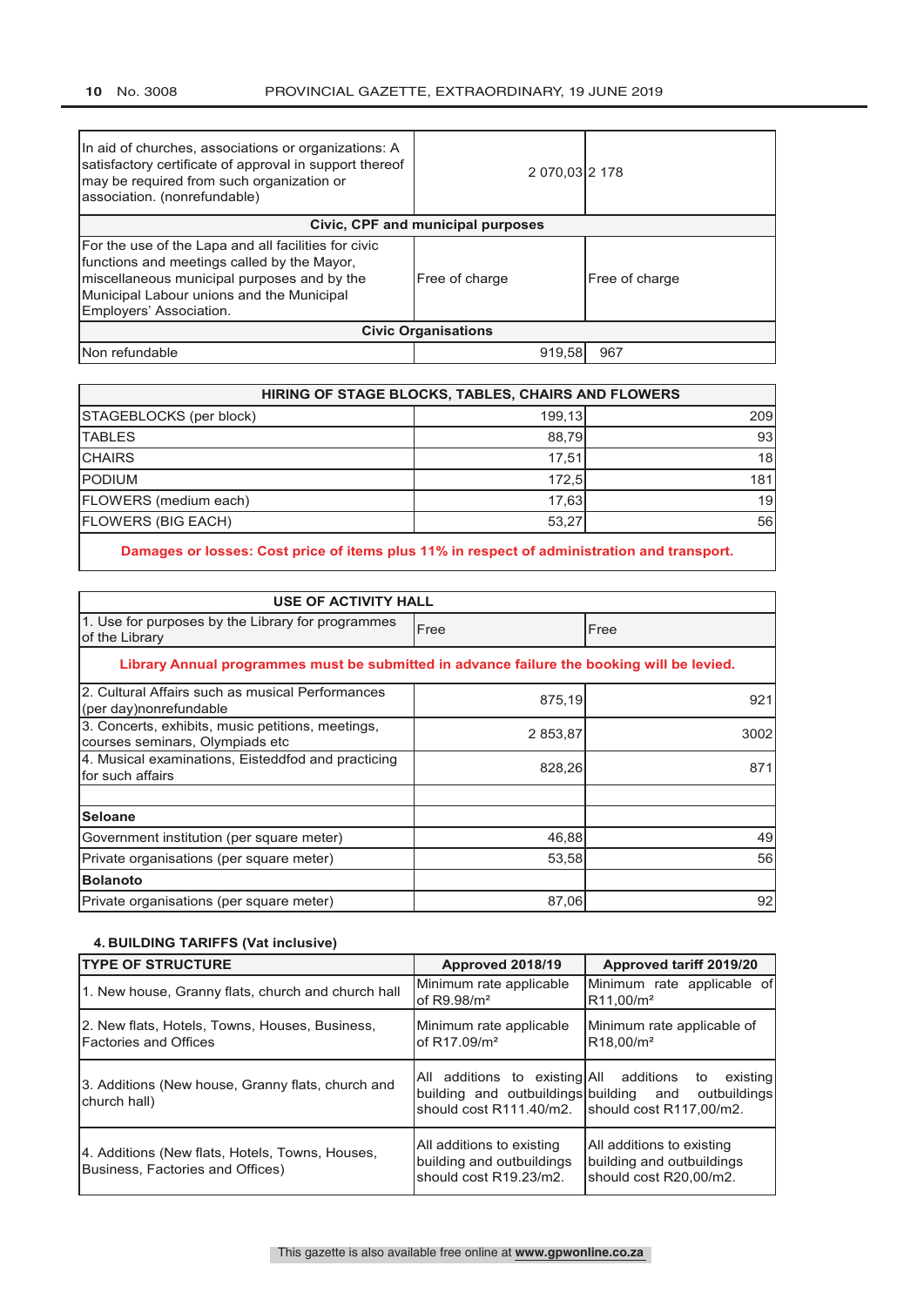| | | |
|---|---|---|
| In aid of churches, associations or organizations: A satisfactory certificate of approval in support thereof may be required from such organization or association. (nonrefundable) | 2 070,03 | 2 178 |
| **Civic, CPF and municipal purposes** | | |
| For the use of the Lapa and all facilities for civic functions and meetings called by the Mayor, miscellaneous municipal purposes and by the Municipal Labour unions and the Municipal Employers' Association. | Free of charge | Free of charge |
| **Civic Organisations** | | |
| Non refundable | 919,58 | 967 |

| HIRING OF STAGE BLOCKS, TABLES, CHAIRS AND FLOWERS | | |
|---|---|---|
| STAGEBLOCKS (per block) | 199,13 | 209 |
| TABLES | 88,79 | 93 |
| CHAIRS | 17,51 | 18 |
| PODIUM | 172,5 | 181 |
| FLOWERS (medium each) | 17,63 | 19 |
| FLOWERS (BIG EACH) | 53,27 | 56 |
| **Damages or losses: Cost price of items plus 11% in respect of administration and transport.** | | |

| USE OF ACTIVITY HALL | | |
|---|---|---|
| 1. Use for purposes by the Library for programmes of the Library | Free | Free |
| **Library Annual programmes must be submitted in advance failure the booking will be levied.** | | |
| 2. Cultural Affairs such as musical Performances (per day)nonrefundable | 875,19 | 921 |
| 3. Concerts, exhibits, music petitions, meetings, courses seminars, Olympiads etc | 2 853,87 | 3002 |
| 4. Musical examinations, Eisteddfod and practicing for such affairs | 828,26 | 871 |
| | | |
| **Seloane** | | |
| Government institution (per square meter) | 46,88 | 49 |
| Private organisations (per square meter) | 53,58 | 56 |
| **Bolanoto** | | |
| Private organisations (per square meter) | 87,06 | 92 |

**4. BUILDING TARIFFS (Vat inclusive)**

| TYPE OF STRUCTURE | Approved 2018/19 | Approved tariff 2019/20 |
|---|---|---|
| 1. New house, Granny flats, church and church hall | Minimum rate applicable of R9.98/m² | Minimum rate applicable of R11,00/m² |
| 2. New flats, Hotels, Towns, Houses, Business, Factories and Offices | Minimum rate applicable of R17.09/m² | Minimum rate applicable of R18,00/m² |
| 3. Additions (New house, Granny flats, church and church hall) | All additions to existing building and outbuildings should cost R111.40/m2. | All additions to existing building and outbuildings should cost R117,00/m2. |
| 4. Additions (New flats, Hotels, Towns, Houses, Business, Factories and Offices) | All additions to existing building and outbuildings should cost R19.23/m2. | All additions to existing building and outbuildings should cost R20,00/m2. |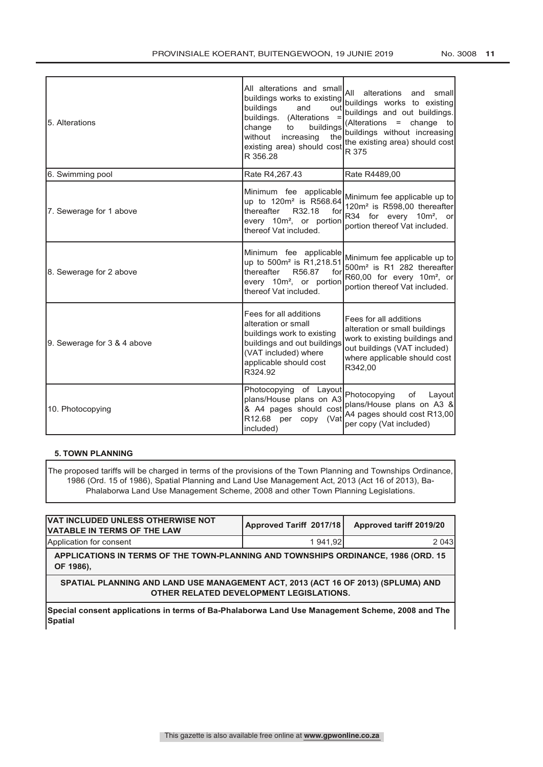| | | |
|---|---|---|
| 5. Alterations | All alterations and small buildings works to existing buildings and out buildings. (Alterations = change to buildings without increasing the existing area) should cost R 356.28 | All alterations and small buildings works to existing buildings and out buildings. (Alterations = change to buildings without increasing the existing area) should cost R 375 |
| 6. Swimming pool | Rate R4,267.43 | Rate R4489,00 |
| 7. Sewerage for 1 above | Minimum fee applicable up to 120m² is R568.64 thereafter R32.18 for every 10m², or portion thereof Vat included. | Minimum fee applicable up to 120m² is R598,00 thereafter R34 for every 10m², or portion thereof Vat included. |
| 8. Sewerage for 2 above | Minimum fee applicable up to 500m² is R1,218.51 thereafter R56.87 for every 10m², or portion thereof Vat included. | Minimum fee applicable up to 500m² is R1 282 thereafter R60,00 for every 10m², or portion thereof Vat included. |
| 9. Sewerage for 3 & 4 above | Fees for all additions alteration or small buildings work to existing buildings and out buildings (VAT included) where applicable should cost R324.92 | Fees for all additions alteration or small buildings work to existing buildings and out buildings (VAT included) where applicable should cost R342,00 |
| 10. Photocopying | Photocopying of Layout plans/House plans on A3 & A4 pages should cost R12.68 per copy (Vat included) | Photocopying of Layout plans/House plans on A3 & A4 pages should cost R13,00 per copy (Vat included) |

**5. TOWN PLANNING**

The proposed tariffs will be charged in terms of the provisions of the Town Planning and Townships Ordinance, 1986 (Ord. 15 of 1986), Spatial Planning and Land Use Management Act, 2013 (Act 16 of 2013), Ba-Phalaborwa Land Use Management Scheme, 2008 and other Town Planning Legislations.

| VAT INCLUDED UNLESS OTHERWISE NOT VATABLE IN TERMS OF THE LAW | Approved Tariff 2017/18 | Approved tariff 2019/20 |
|---|---|---|
| Application for consent | 1 941,92 | 2 043 |
| **APPLICATIONS IN TERMS OF THE TOWN-PLANNING AND TOWNSHIPS ORDINANCE, 1986 (ORD. 15 OF 1986),** | | |
| **SPATIAL PLANNING AND LAND USE MANAGEMENT ACT, 2013 (ACT 16 OF 2013) (SPLUMA) AND OTHER RELATED DEVELOPMENT LEGISLATIONS.** | | |
| **Special consent applications in terms of Ba-Phalaborwa Land Use Management Scheme, 2008 and The Spatial** | | |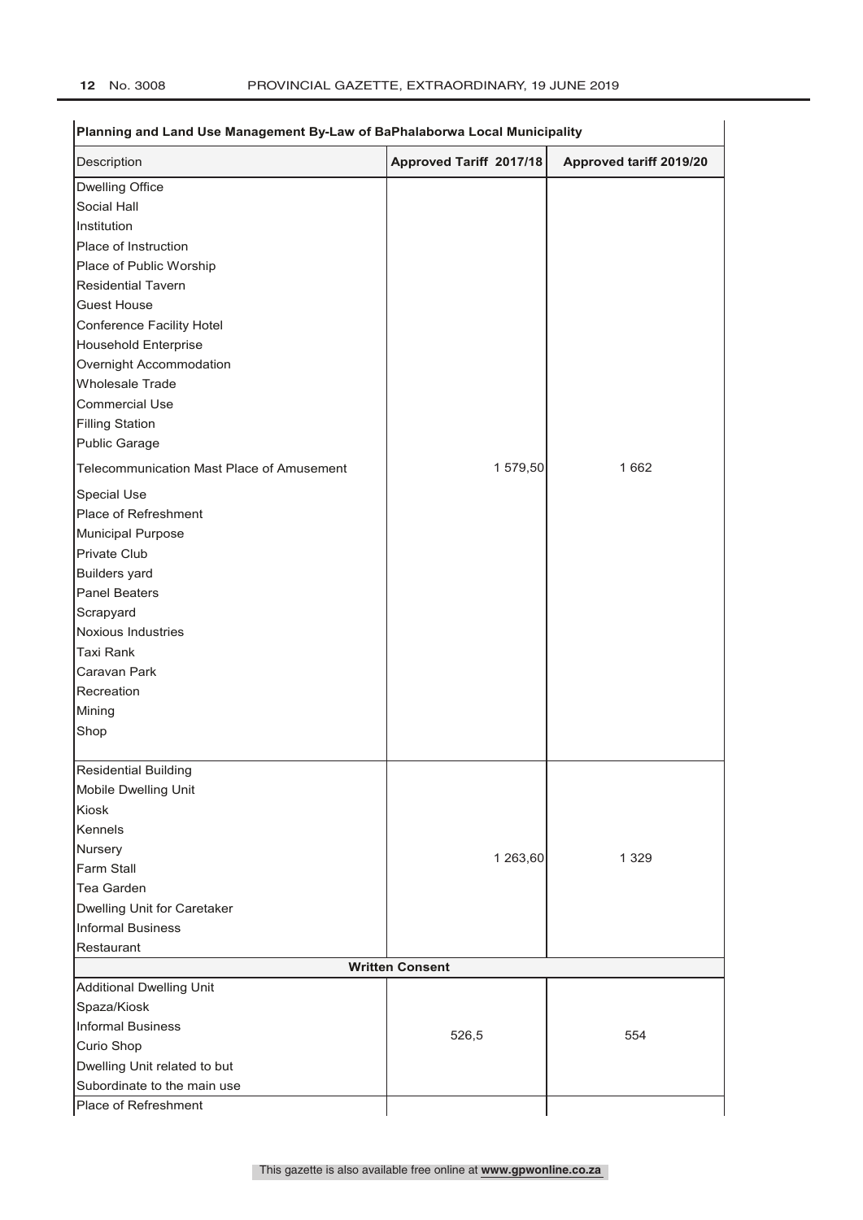| Planning and Land Use Management By-Law of BaPhalaborwa Local Municipality | | |
|---|---|---|
| Description | Approved Tariff 2017/18 | Approved tariff 2019/20 |
| Dwelling Office<br>Social Hall<br>Institution<br>Place of Instruction<br>Place of Public Worship<br>Residential Tavern<br>Guest House<br>Conference Facility Hotel<br>Household Enterprise<br>Overnight Accommodation<br>Wholesale Trade<br>Commercial Use<br>Filling Station<br>Public Garage<br>Telecommunication Mast Place of Amusement<br>Special Use<br>Place of Refreshment<br>Municipal Purpose<br>Private Club<br>Builders yard<br>Panel Beaters<br>Scrapyard<br>Noxious Industries<br>Taxi Rank<br>Caravan Park<br>Recreation<br>Mining<br>Shop | 1 579,50 | 1 662 |
| Residential Building<br>Mobile Dwelling Unit<br>Kiosk<br>Kennels<br>Nursery<br>Farm Stall<br>Tea Garden<br>Dwelling Unit for Caretaker<br>Informal Business<br>Restaurant | 1 263,60 | 1 329 |
| **Written Consent** | | |
| Additional Dwelling Unit<br>Spaza/Kiosk<br>Informal Business<br>Curio Shop<br>Dwelling Unit related to but<br>Subordinate to the main use | 526,5 | 554 |
| Place of Refreshment | | |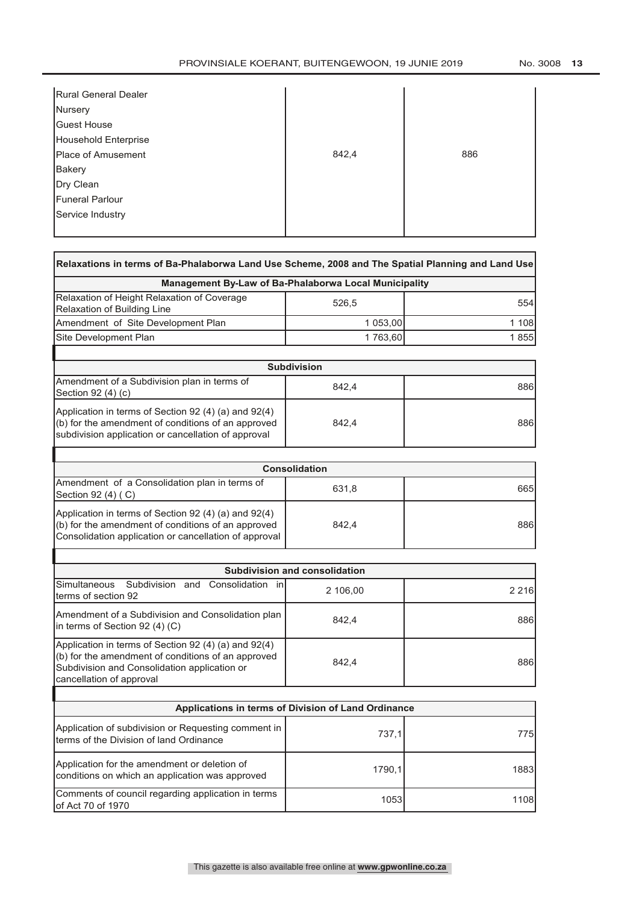| | | |
|---|---|---|
| Rural General Dealer<br>Nursery<br>Guest House<br>Household Enterprise<br>Place of Amusement<br>Bakery<br>Dry Clean<br>Funeral Parlour<br>Service Industry | 842,4 | 886 |

| Relaxations in terms of Ba-Phalaborwa Land Use Scheme, 2008 and The Spatial Planning and Land Use Management By-Law of Ba-Phalaborwa Local Municipality | | |
|---|---|---|
| Relaxation of Height Relaxation of Coverage Relaxation of Building Line | 526,5 | 554 |
| Amendment of Site Development Plan | 1 053,00 | 1 108 |
| Site Development Plan | 1 763,60 | 1 855 |

| Subdivision | | |
|---|---|---|
| Amendment of a Subdivision plan in terms of Section 92 (4) (c) | 842,4 | 886 |
| Application in terms of Section 92 (4) (a) and 92(4) (b) for the amendment of conditions of an approved subdivision application or cancellation of approval | 842,4 | 886 |

| Consolidation | | |
|---|---|---|
| Amendment of a Consolidation plan in terms of Section 92 (4) ( C) | 631,8 | 665 |
| Application in terms of Section 92 (4) (a) and 92(4) (b) for the amendment of conditions of an approved Consolidation application or cancellation of approval | 842,4 | 886 |

| Subdivision and consolidation | | |
|---|---|---|
| Simultaneous Subdivision and Consolidation in terms of section 92 | 2 106,00 | 2 216 |
| Amendment of a Subdivision and Consolidation plan in terms of Section 92 (4) (C) | 842,4 | 886 |
| Application in terms of Section 92 (4) (a) and 92(4) (b) for the amendment of conditions of an approved Subdivision and Consolidation application or cancellation of approval | 842,4 | 886 |

| Applications in terms of Division of Land Ordinance | | |
|---|---|---|
| Application of subdivision or Requesting comment in terms of the Division of land Ordinance | 737,1 | 775 |
| Application for the amendment or deletion of conditions on which an application was approved | 1790,1 | 1883 |
| Comments of council regarding application in terms of Act 70 of 1970 | 1053 | 1108 |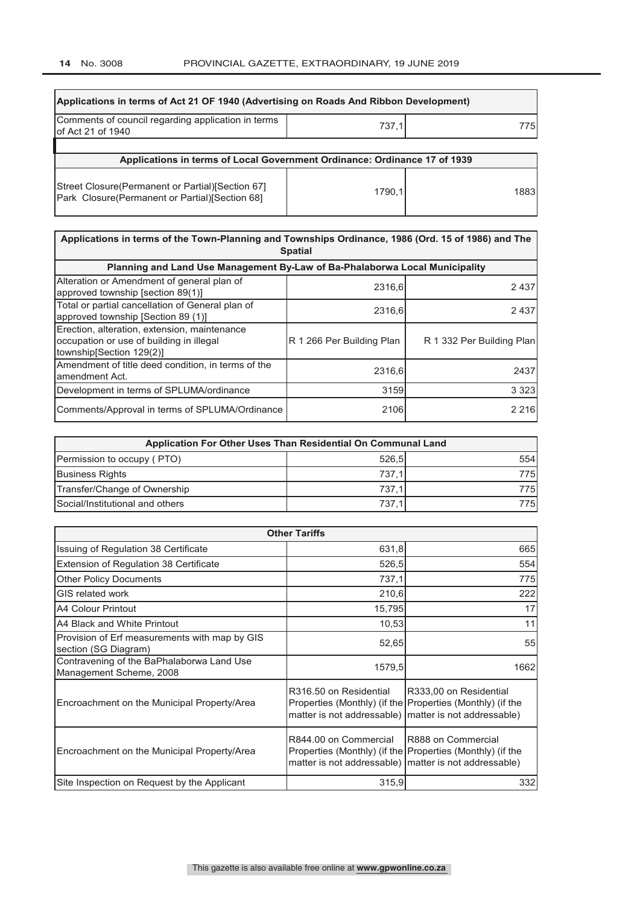| Applications in terms of Act 21 OF 1940 (Advertising on Roads And Ribbon Development) | | |
|---|---|---|
| Comments of council regarding application in terms of Act 21 of 1940 | 737,1 | 775 |

| Applications in terms of Local Government Ordinance: Ordinance 17 of 1939 | | |
|---|---|---|
| Street Closure(Permanent or Partial)[Section 67] Park Closure(Permanent or Partial)[Section 68] | 1790,1 | 1883 |

| Applications in terms of the Town-Planning and Townships Ordinance, 1986 (Ord. 15 of 1986) and The Spatial | | |
|---|---|---|
| Planning and Land Use Management By-Law of Ba-Phalaborwa Local Municipality | | |
| Alteration or Amendment of general plan of approved township [section 89(1)] | 2316,6 | 2 437 |
| Total or partial cancellation of General plan of approved township [Section 89 (1)] | 2316,6 | 2 437 |
| Erection, alteration, extension, maintenance occupation or use of building in illegal township[Section 129(2)] | R 1 266 Per Building Plan | R 1 332 Per Building Plan |
| Amendment of title deed condition, in terms of the amendment Act. | 2316,6 | 2437 |
| Development in terms of SPLUMA/ordinance | 3159 | 3 323 |
| Comments/Approval in terms of SPLUMA/Ordinance | 2106 | 2 216 |

| Application For Other Uses Than Residential On Communal Land | | |
|---|---|---|
| Permission to occupy ( PTO) | 526,5 | 554 |
| Business Rights | 737,1 | 775 |
| Transfer/Change of Ownership | 737,1 | 775 |
| Social/Institutional and others | 737,1 | 775 |

| Other Tariffs | | |
|---|---|---|
| Issuing of Regulation 38 Certificate | 631,8 | 665 |
| Extension of Regulation 38 Certificate | 526,5 | 554 |
| Other Policy Documents | 737,1 | 775 |
| GIS related work | 210,6 | 222 |
| A4 Colour Printout | 15,795 | 17 |
| A4 Black and White Printout | 10,53 | 11 |
| Provision of Erf measurements with map by GIS section (SG Diagram) | 52,65 | 55 |
| Contravening of the BaPhalaborwa Land Use Management Scheme, 2008 | 1579,5 | 1662 |
| Encroachment on the Municipal Property/Area | R316.50 on Residential Properties (Monthly) (if the matter is not addressable) | R333,00 on Residential Properties (Monthly) (if the matter is not addressable) |
| Encroachment on the Municipal Property/Area | R844.00 on Commercial Properties (Monthly) (if the matter is not addressable) | R888 on Commercial Properties (Monthly) (if the matter is not addressable) |
| Site Inspection on Request by the Applicant | 315,9 | 332 |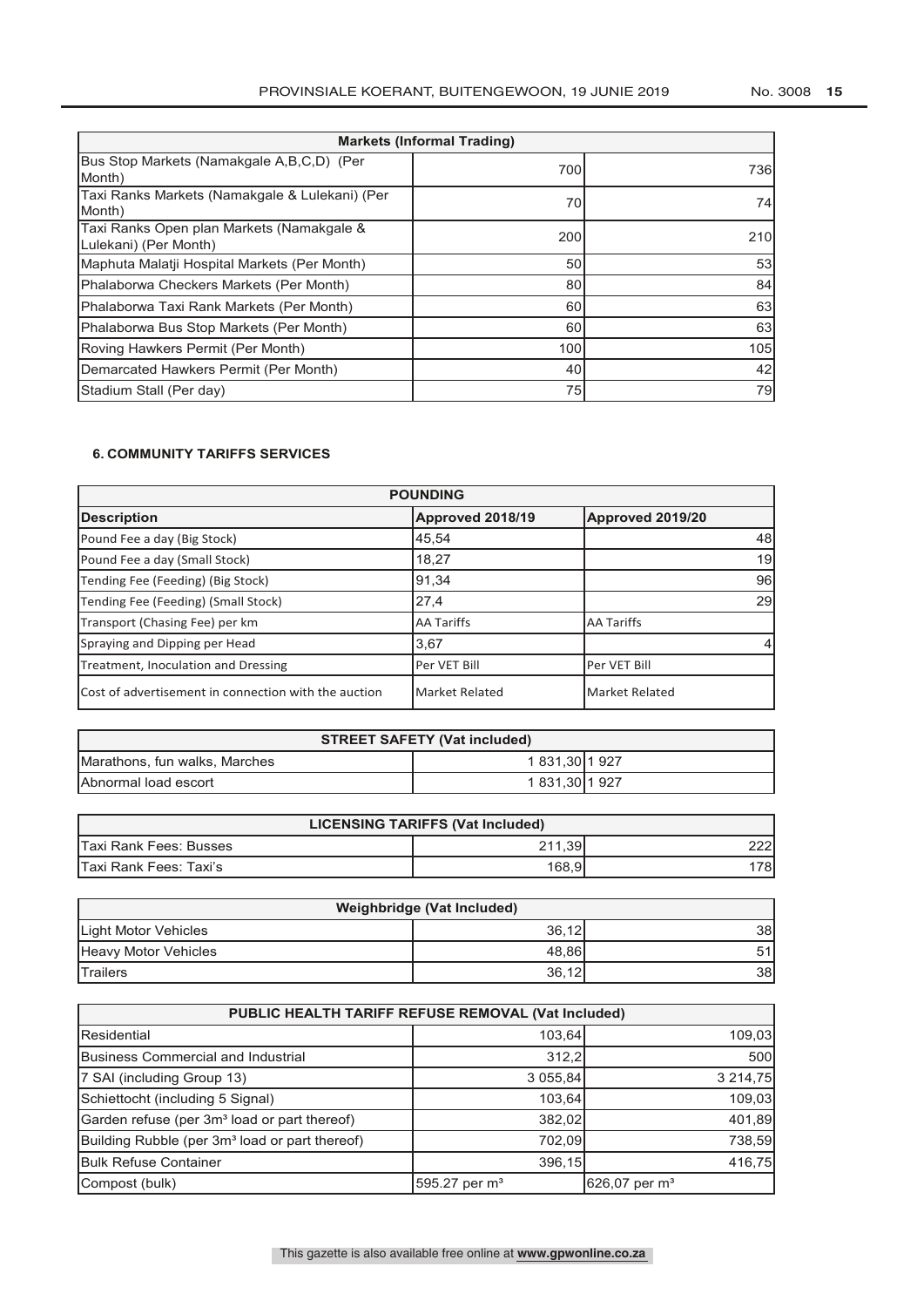| Markets (Informal Trading) | | |
|---|---|---|
| Bus Stop Markets (Namakgale A,B,C,D) (Per Month) | 700 | 736 |
| Taxi Ranks Markets (Namakgale & Lulekani) (Per Month) | 70 | 74 |
| Taxi Ranks Open plan Markets (Namakgale & Lulekani) (Per Month) | 200 | 210 |
| Maphuta Malatji Hospital Markets (Per Month) | 50 | 53 |
| Phalaborwa Checkers Markets (Per Month) | 80 | 84 |
| Phalaborwa Taxi Rank Markets (Per Month) | 60 | 63 |
| Phalaborwa Bus Stop Markets (Per Month) | 60 | 63 |
| Roving Hawkers Permit (Per Month) | 100 | 105 |
| Demarcated Hawkers Permit (Per Month) | 40 | 42 |
| Stadium Stall (Per day) | 75 | 79 |

### 6. COMMUNITY TARIFFS SERVICES

| POUNDING | | |
|---|---|---|
| **Description** | **Approved 2018/19** | **Approved 2019/20** |
| Pound Fee a day (Big Stock) | 45,54 | 48 |
| Pound Fee a day (Small Stock) | 18,27 | 19 |
| Tending Fee (Feeding) (Big Stock) | 91,34 | 96 |
| Tending Fee (Feeding) (Small Stock) | 27,4 | 29 |
| Transport (Chasing Fee) per km | AA Tariffs | AA Tariffs |
| Spraying and Dipping per Head | 3,67 | 4 |
| Treatment, Inoculation and Dressing | Per VET Bill | Per VET Bill |
| Cost of advertisement in connection with the auction | Market Related | Market Related |

| STREET SAFETY (Vat included) | | |
|---|---|---|
| Marathons, fun walks, Marches | 1 831,30 | 1 927 |
| Abnormal load escort | 1 831,30 | 1 927 |

| LICENSING TARIFFS (Vat Included) | | |
|---|---|---|
| Taxi Rank Fees: Busses | 211,39 | 222 |
| Taxi Rank Fees: Taxi's | 168,9 | 178 |

| Weighbridge (Vat Included) | | |
|---|---|---|
| Light Motor Vehicles | 36,12 | 38 |
| Heavy Motor Vehicles | 48,86 | 51 |
| Trailers | 36,12 | 38 |

| PUBLIC HEALTH TARIFF REFUSE REMOVAL (Vat Included) | | |
|---|---|---|
| Residential | 103,64 | 109,03 |
| Business Commercial and Industrial | 312,2 | 500 |
| 7 SAI (including Group 13) | 3 055,84 | 3 214,75 |
| Schiettocht (including 5 Signal) | 103,64 | 109,03 |
| Garden refuse (per 3m³ load or part thereof) | 382,02 | 401,89 |
| Building Rubble (per 3m³ load or part thereof) | 702,09 | 738,59 |
| Bulk Refuse Container | 396,15 | 416,75 |
| Compost (bulk) | 595.27 per m³ | 626,07 per m³ |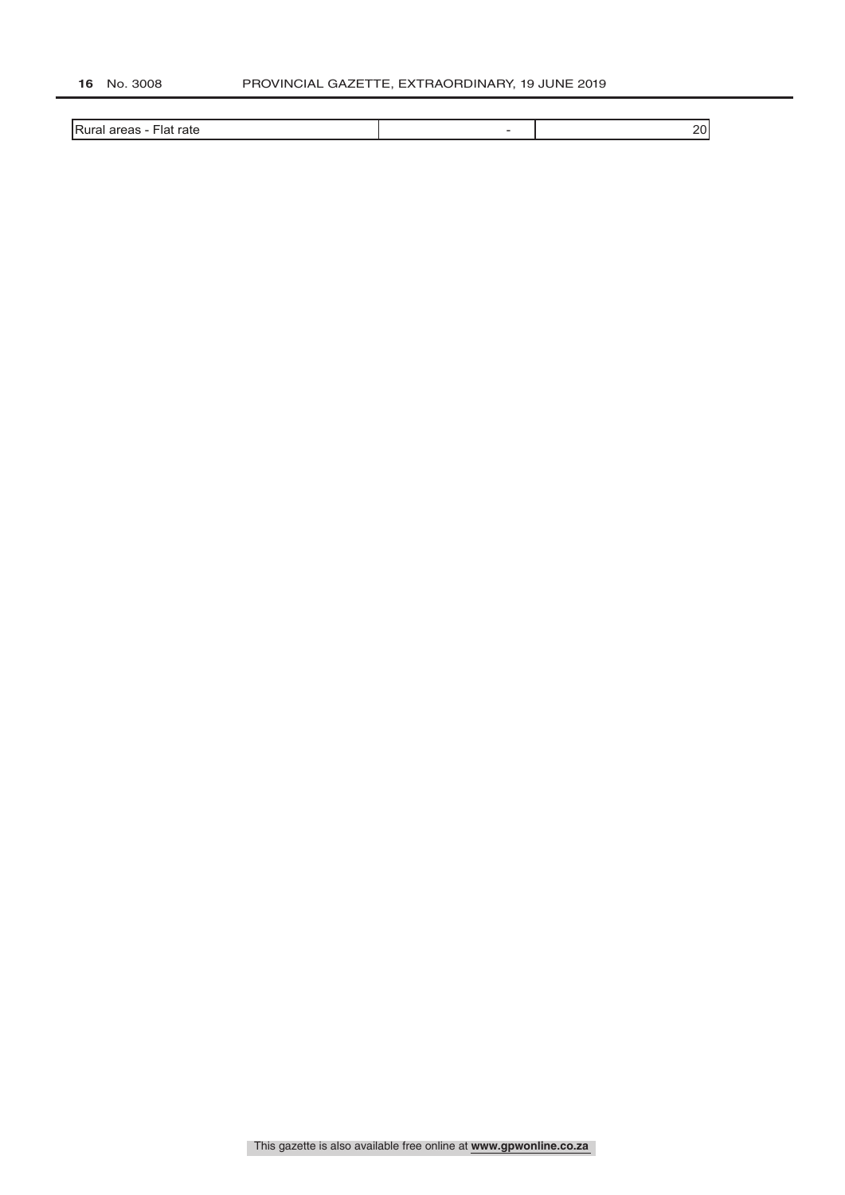| Rural areas - Flat rate | - | 20 |
|---|---|---|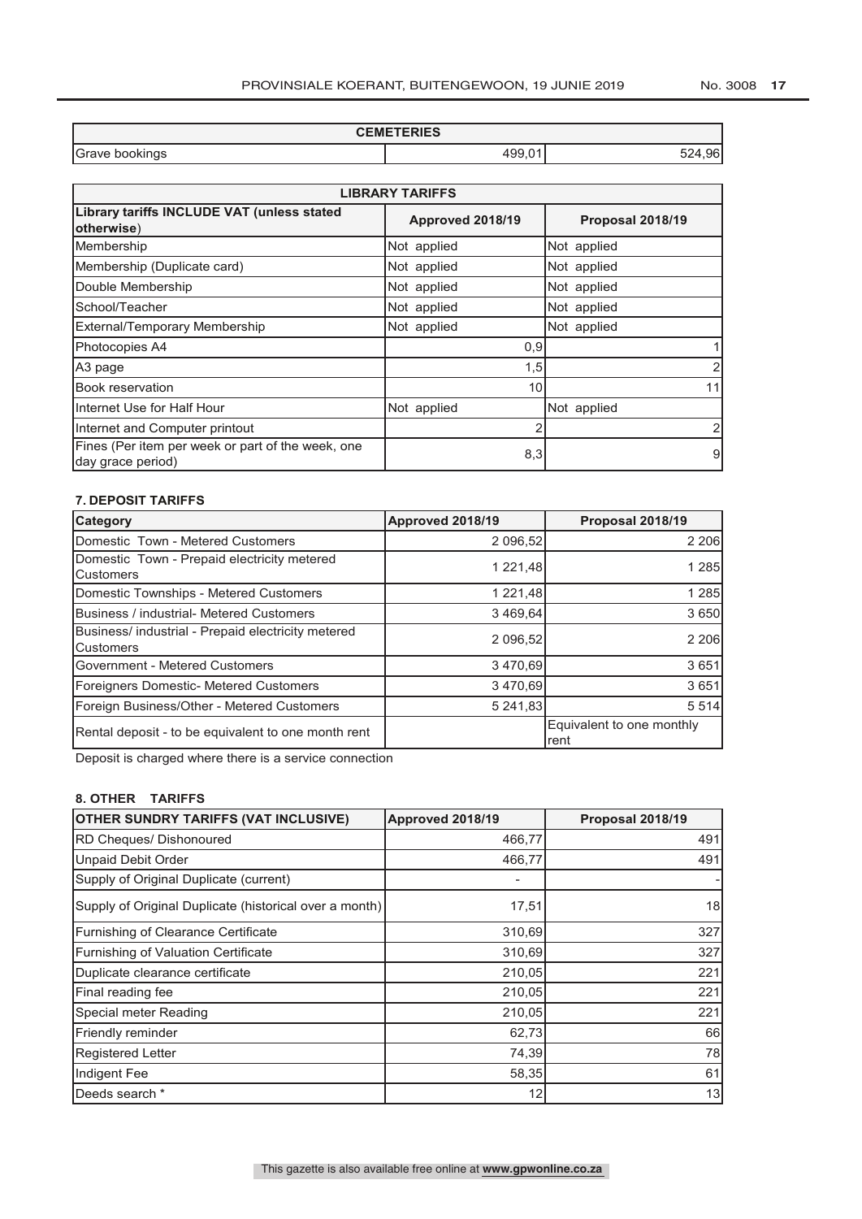| CEMETERIES | | |
|---|---|---|
| Grave bookings | 499,01 | 524,96 |

| LIBRARY TARIFFS | | |
|---|---|---|
| **Library tariffs INCLUDE VAT (unless stated otherwise)** | **Approved 2018/19** | **Proposal 2018/19** |
| Membership | Not applied | Not applied |
| Membership (Duplicate card) | Not applied | Not applied |
| Double Membership | Not applied | Not applied |
| School/Teacher | Not applied | Not applied |
| External/Temporary Membership | Not applied | Not applied |
| Photocopies A4 | 0,9 | 1 |
| A3 page | 1,5 | 2 |
| Book reservation | 10 | 11 |
| Internet Use for Half Hour | Not applied | Not applied |
| Internet and Computer printout | 2 | 2 |
| Fines (Per item per week or part of the week, one day grace period) | 8,3 | 9 |

**7. DEPOSIT TARIFFS**

| Category | Approved 2018/19 | Proposal 2018/19 |
|---|---|---|
| Domestic Town - Metered Customers | 2 096,52 | 2 206 |
| Domestic Town - Prepaid electricity metered Customers | 1 221,48 | 1 285 |
| Domestic Townships - Metered Customers | 1 221,48 | 1 285 |
| Business / industrial- Metered Customers | 3 469,64 | 3 650 |
| Business/ industrial - Prepaid electricity metered Customers | 2 096,52 | 2 206 |
| Government - Metered Customers | 3 470,69 | 3 651 |
| Foreigners Domestic- Metered Customers | 3 470,69 | 3 651 |
| Foreign Business/Other - Metered Customers | 5 241,83 | 5 514 |
| Rental deposit - to be equivalent to one month rent | | Equivalent to one monthly rent |

Deposit is charged where there is a service connection

**8. OTHER TARIFFS**

| OTHER SUNDRY TARIFFS (VAT INCLUSIVE) | Approved 2018/19 | Proposal 2018/19 |
|---|---|---|
| RD Cheques/ Dishonoured | 466,77 | 491 |
| Unpaid Debit Order | 466,77 | 491 |
| Supply of Original Duplicate (current) | - | - |
| Supply of Original Duplicate (historical over a month) | 17,51 | 18 |
| Furnishing of Clearance Certificate | 310,69 | 327 |
| Furnishing of Valuation Certificate | 310,69 | 327 |
| Duplicate clearance certificate | 210,05 | 221 |
| Final reading fee | 210,05 | 221 |
| Special meter Reading | 210,05 | 221 |
| Friendly reminder | 62,73 | 66 |
| Registered Letter | 74,39 | 78 |
| Indigent Fee | 58,35 | 61 |
| Deeds search * | 12 | 13 |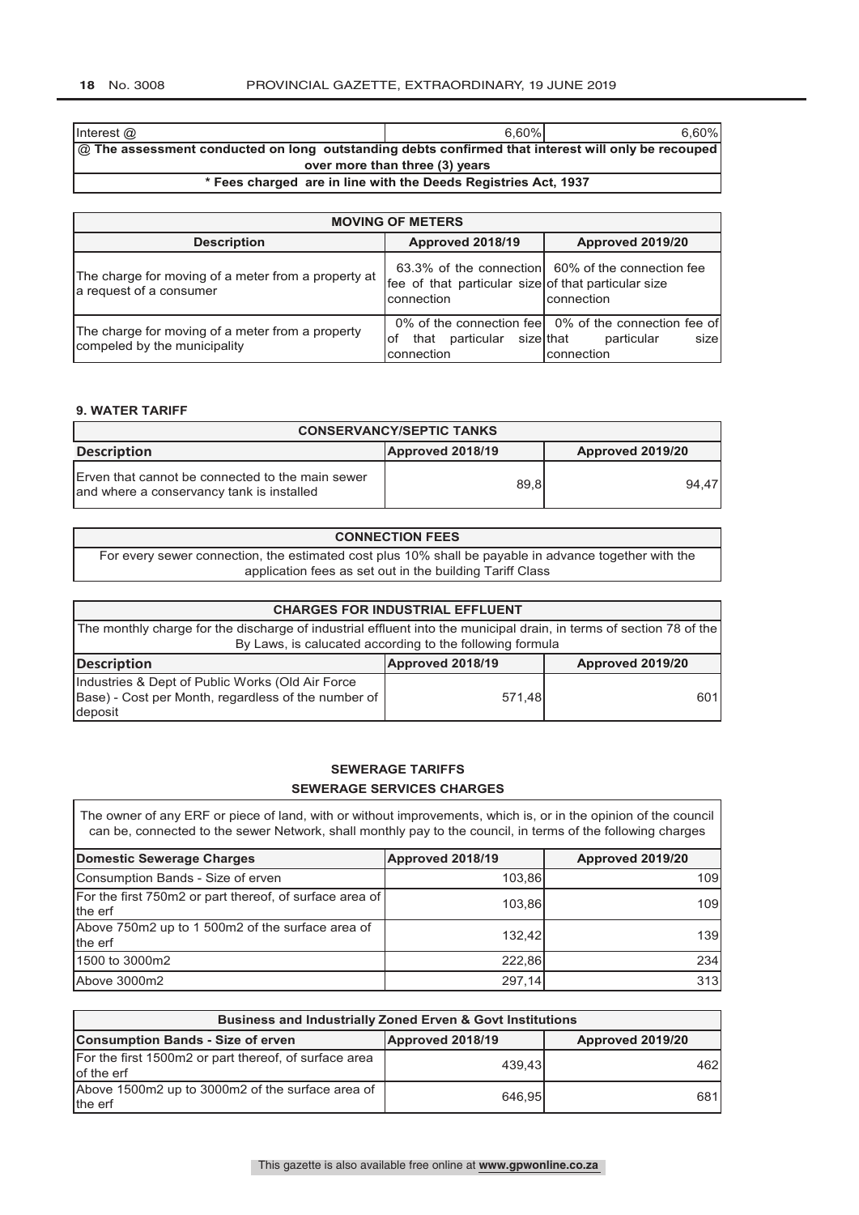| Interest @ | 6,60% | 6,60% |
|---|---|---|
| **@ The assessment conducted on long outstanding debts confirmed that interest will only be recouped over more than three (3) years** | | |
| **\* Fees charged are in line with the Deeds Registries Act, 1937** | | |

| **MOVING OF METERS** | | |
|---|---|---|
| **Description** | **Approved 2018/19** | **Approved 2019/20** |
| The charge for moving of a meter from a property at a request of a consumer | 63.3% of the connection fee of that particular size connection | 60% of the connection fee of that particular size connection |
| The charge for moving of a meter from a property compeled by the municipality | 0% of the connection fee of that particular size connection | 0% of the connection fee of that particular size connection |

**9. WATER TARIFF**

| **CONSERVANCY/SEPTIC TANKS** | | |
|---|---|---|
| **Description** | **Approved 2018/19** | **Approved 2019/20** |
| Erven that cannot be connected to the main sewer and where a conservancy tank is installed | 89,8 | 94,47 |

| **CONNECTION FEES** |
|---|
| For every sewer connection, the estimated cost plus 10% shall be payable in advance together with the application fees as set out in the building Tariff Class |

| **CHARGES FOR INDUSTRIAL EFFLUENT** | | |
|---|---|---|
| The monthly charge for the discharge of industrial effluent into the municipal drain, in terms of section 78 of the By Laws, is calucated according to the following formula | | |
| **Description** | **Approved 2018/19** | **Approved 2019/20** |
| Industries & Dept of Public Works (Old Air Force Base) - Cost per Month, regardless of the number of deposit | 571,48 | 601 |

**SEWERAGE TARIFFS**

**SEWERAGE SERVICES CHARGES**

The owner of any ERF or piece of land, with or without improvements, which is, or in the opinion of the council can be, connected to the sewer Network, shall monthly pay to the council, in terms of the following charges

| **Domestic Sewerage Charges** | **Approved 2018/19** | **Approved 2019/20** |
|---|---|---|
| Consumption Bands - Size of erven | 103,86 | 109 |
| For the first 750m2 or part thereof, of surface area of the erf | 103,86 | 109 |
| Above 750m2 up to 1 500m2 of the surface area of the erf | 132,42 | 139 |
| 1500 to 3000m2 | 222,86 | 234 |
| Above 3000m2 | 297,14 | 313 |

| **Business and Industrially Zoned Erven & Govt Institutions** | | |
|---|---|---|
| **Consumption Bands - Size of erven** | **Approved 2018/19** | **Approved 2019/20** |
| For the first 1500m2 or part thereof, of surface area of the erf | 439,43 | 462 |
| Above 1500m2 up to 3000m2 of the surface area of the erf | 646,95 | 681 |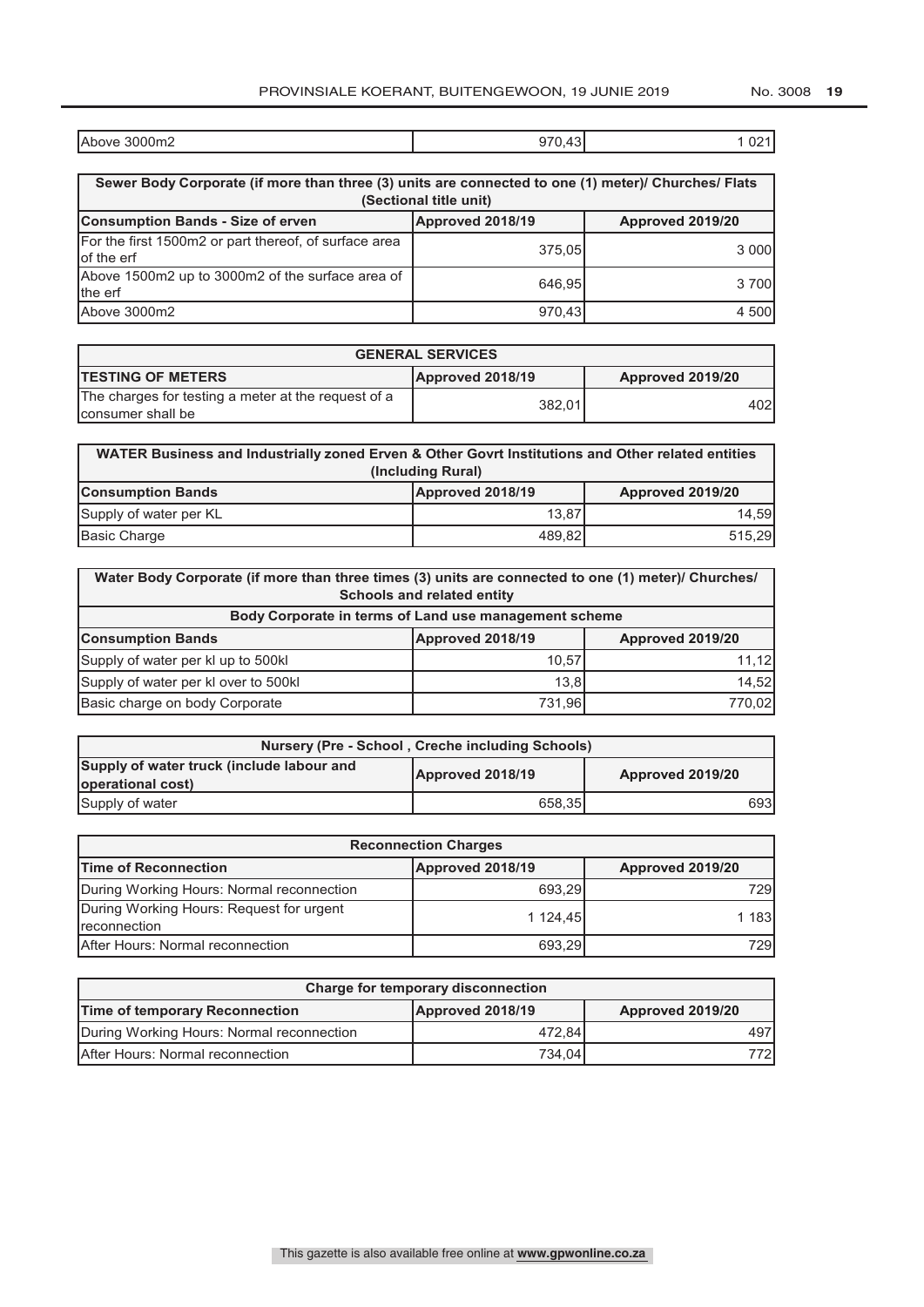| Above 3000m2 | 970,43 | 1 021 |
|---|---|---|

| Sewer Body Corporate (if more than three (3) units are connected to one (1) meter)/ Churches/ Flats (Sectional title unit) | | |
|---|---|---|
| **Consumption Bands - Size of erven** | **Approved 2018/19** | **Approved 2019/20** |
| For the first 1500m2 or part thereof, of surface area of the erf | 375,05 | 3 000 |
| Above 1500m2 up to 3000m2 of the surface area of the erf | 646,95 | 3 700 |
| Above 3000m2 | 970,43 | 4 500 |

| GENERAL SERVICES | | |
|---|---|---|
| **TESTING OF METERS** | **Approved 2018/19** | **Approved 2019/20** |
| The charges for testing a meter at the request of a consumer shall be | 382,01 | 402 |

| WATER Business and Industrially zoned Erven & Other Govrt Institutions and Other related entities (Including Rural) | | |
|---|---|---|
| **Consumption Bands** | **Approved 2018/19** | **Approved 2019/20** |
| Supply of water per KL | 13,87 | 14,59 |
| Basic Charge | 489,82 | 515,29 |

| Water Body Corporate (if more than three times (3) units are connected to one (1) meter)/ Churches/ Schools and related entity | | |
|---|---|---|
| **Body Corporate in terms of Land use management scheme** | | |
| **Consumption Bands** | **Approved 2018/19** | **Approved 2019/20** |
| Supply of water per kl up to 500kl | 10,57 | 11,12 |
| Supply of water per kl over to 500kl | 13,8 | 14,52 |
| Basic charge on body Corporate | 731,96 | 770,02 |

| Nursery (Pre - School , Creche including Schools) | | |
|---|---|---|
| **Supply of water truck (include labour and operational cost)** | **Approved 2018/19** | **Approved 2019/20** |
| Supply of water | 658,35 | 693 |

| Reconnection Charges | | |
|---|---|---|
| **Time of Reconnection** | **Approved 2018/19** | **Approved 2019/20** |
| During Working Hours: Normal reconnection | 693,29 | 729 |
| During Working Hours: Request for urgent reconnection | 1 124,45 | 1 183 |
| After Hours: Normal reconnection | 693,29 | 729 |

| Charge for temporary disconnection | | |
|---|---|---|
| **Time of temporary Reconnection** | **Approved 2018/19** | **Approved 2019/20** |
| During Working Hours: Normal reconnection | 472,84 | 497 |
| After Hours: Normal reconnection | 734,04 | 772 |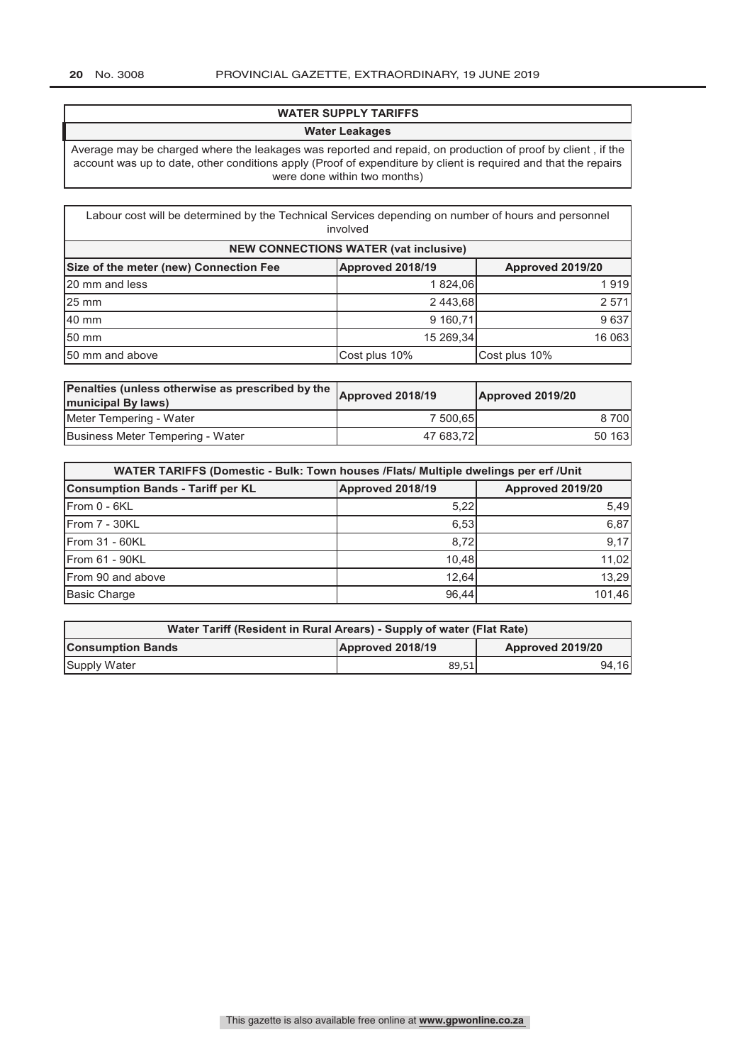## WATER SUPPLY TARIFFS

### Water Leakages

Average may be charged where the leakages was reported and repaid, on production of proof by client , if the account was up to date, other conditions apply (Proof of expenditure by client is required and that the repairs were done within two months)

Labour cost will be determined by the Technical Services depending on number of hours and personnel involved

| NEW CONNECTIONS WATER (vat inclusive) | | |
|---|---|---|
| **Size of the meter (new) Connection Fee** | **Approved 2018/19** | **Approved 2019/20** |
| 20 mm and less | 1 824,06 | 1 919 |
| 25 mm | 2 443,68 | 2 571 |
| 40 mm | 9 160,71 | 9 637 |
| 50 mm | 15 269,34 | 16 063 |
| 50 mm and above | Cost plus 10% | Cost plus 10% |

| Penalties (unless otherwise as prescribed by the municipal By laws) | Approved 2018/19 | Approved 2019/20 |
|---|---|---|
| Meter Tempering - Water | 7 500,65 | 8 700 |
| Business Meter Tempering - Water | 47 683,72 | 50 163 |

| WATER TARIFFS (Domestic - Bulk: Town houses /Flats/ Multiple dwelings per erf /Unit | | |
|---|---|---|
| **Consumption Bands - Tariff per KL** | **Approved 2018/19** | **Approved 2019/20** |
| From 0 - 6KL | 5,22 | 5,49 |
| From 7 - 30KL | 6,53 | 6,87 |
| From 31 - 60KL | 8,72 | 9,17 |
| From 61 - 90KL | 10,48 | 11,02 |
| From 90 and above | 12,64 | 13,29 |
| Basic Charge | 96,44 | 101,46 |

| Water Tariff (Resident in Rural Arears) - Supply of water (Flat Rate) | | |
|---|---|---|
| **Consumption Bands** | **Approved 2018/19** | **Approved 2019/20** |
| Supply Water | 89,51 | 94,16 |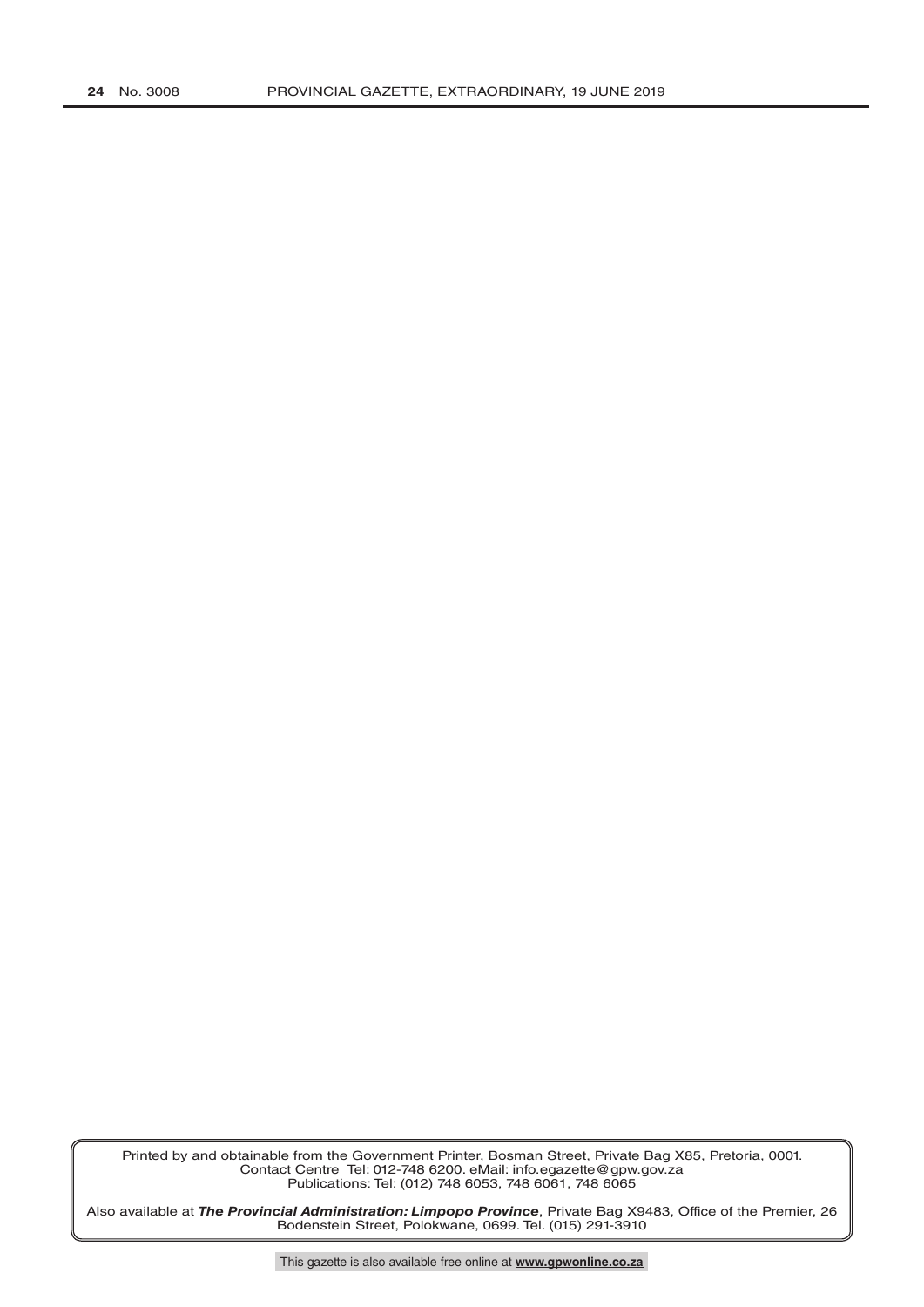Printed by and obtainable from the Government Printer, Bosman Street, Private Bag X85, Pretoria, 0001.
Contact Centre Tel: 012-748 6200. eMail: info.egazette@gpw.gov.za
Publications: Tel: (012) 748 6053, 748 6061, 748 6065

Also available at ***The Provincial Administration: Limpopo Province***, Private Bag X9483, Office of the Premier, 26 Bodenstein Street, Polokwane, 0699. Tel. (015) 291-3910

This gazette is also available free online at **www.gpwonline.co.za**